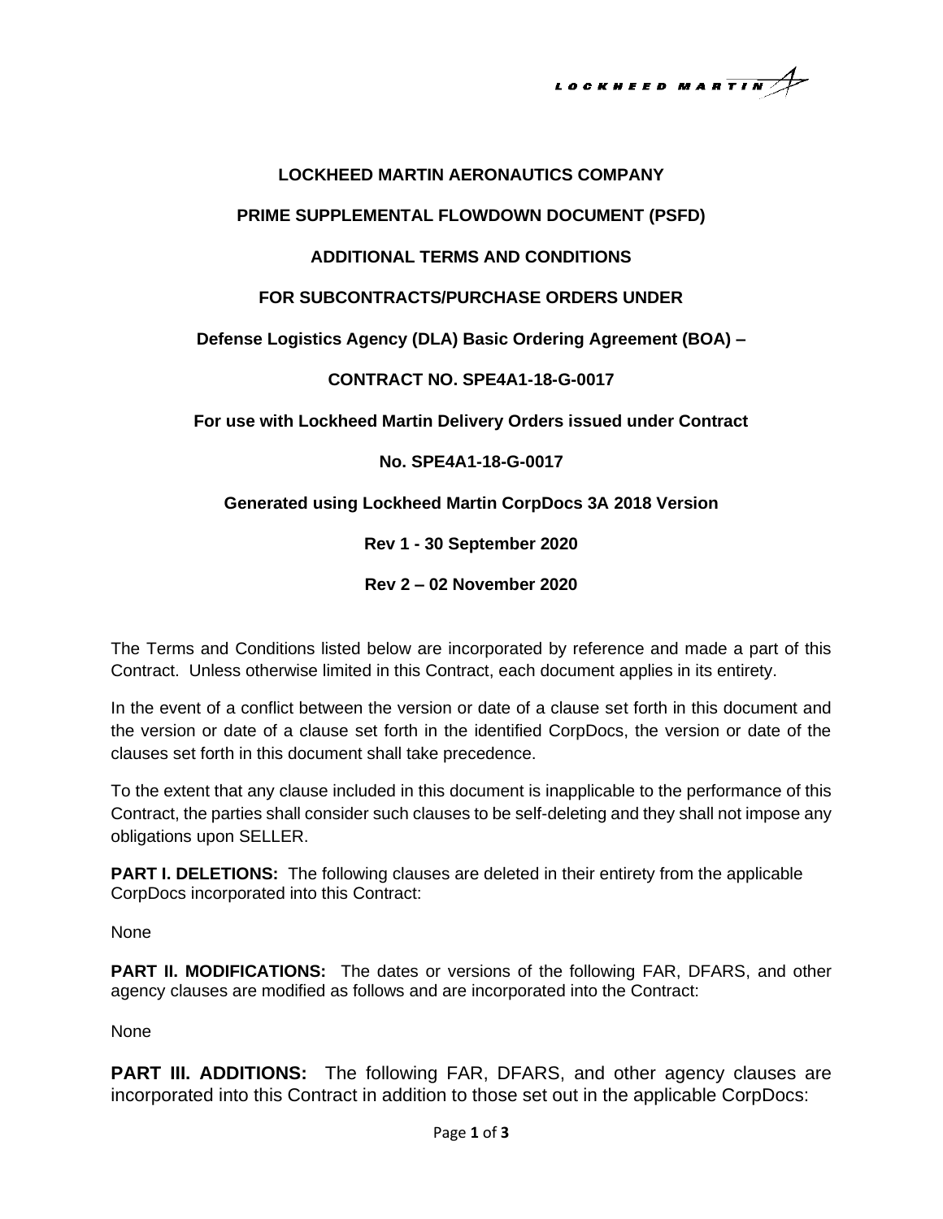## LOCKHEED MARTIN AERONAUTICS COMPANY

## PRIME SUPPLEMENTAL FLOWDOWN DOCUMENT (PSFD)

## ADDITIONAL TERMS AND CONDITIONS

## FOR SUBCONTRACTS/PURCHASE ORDERS UNDER

**Defense Logistics Agency (DLA) Basic Ordering Agreement (BOA) –**

**CONTRACT NO. SPE4A1-18-G-0017**

**For use with Lockheed Martin Delivery Orders issued under Contract**

**No. SPE4A1-18-G-0017**

**Generated using Lockheed Martin CorpDocs 3A 2018 Version**

**Rev 1 - 30 September 2020**

**Rev 2 – 02 November 2020**

The Terms and Conditions listed below are incorporated by reference and made a part of this Contract. Unless otherwise limited in this Contract, each document applies in its entirety.

In the event of a conflict between the version or date of a clause set forth in this document and the version or date of a clause set forth in the identified CorpDocs, the version or date of the clauses set forth in this document shall take precedence.

To the extent that any clause included in this document is inapplicable to the performance of this Contract, the parties shall consider such clauses to be self-deleting and they shall not impose any obligations upon SELLER.

**PART I. DELETIONS:** The following clauses are deleted in their entirety from the applicable CorpDocs incorporated into this Contract:

None

**PART II. MODIFICATIONS:** The dates or versions of the following FAR, DFARS, and other agency clauses are modified as follows and are incorporated into the Contract:

None

**PART III. ADDITIONS:** The following FAR, DFARS, and other agency clauses are incorporated into this Contract in addition to those set out in the applicable CorpDocs: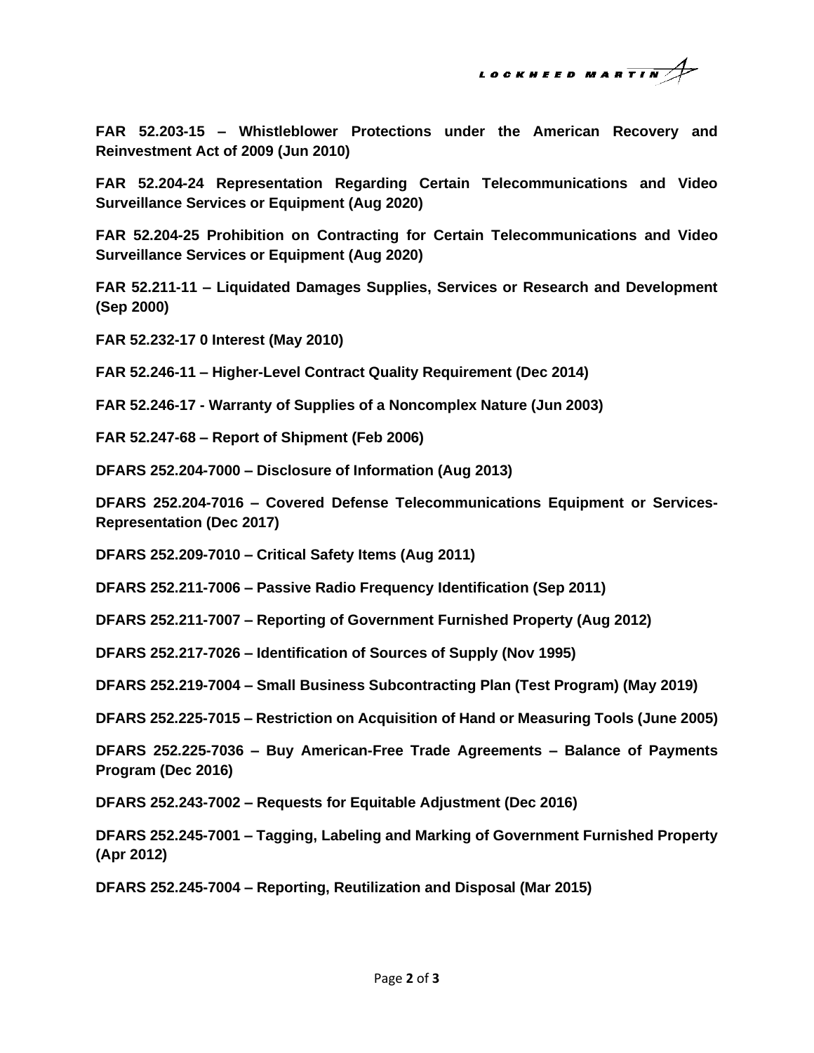**FAR 52.203-15 – Whistleblower Protections under the American Recovery and Reinvestment Act of 2009 (Jun 2010)**

**FAR 52.204-24 Representation Regarding Certain Telecommunications and Video Surveillance Services or Equipment (Aug 2020)**

**FAR 52.204-25 Prohibition on Contracting for Certain Telecommunications and Video Surveillance Services or Equipment (Aug 2020)**

**FAR 52.211-11 – Liquidated Damages Supplies, Services or Research and Development (Sep 2000)**

**FAR 52.232-17 0 Interest (May 2010)**

**FAR 52.246-11 – Higher-Level Contract Quality Requirement (Dec 2014)**

**FAR 52.246-17 - Warranty of Supplies of a Noncomplex Nature (Jun 2003)**

**FAR 52.247-68 – Report of Shipment (Feb 2006)**

**DFARS 252.204-7000 – Disclosure of Information (Aug 2013)**

**DFARS 252.204-7016 – Covered Defense Telecommunications Equipment or Services-Representation (Dec 2017)**

**DFARS 252.209-7010 – Critical Safety Items (Aug 2011)**

**DFARS 252.211-7006 – Passive Radio Frequency Identification (Sep 2011)**

**DFARS 252.211-7007 – Reporting of Government Furnished Property (Aug 2012)**

**DFARS 252.217-7026 – Identification of Sources of Supply (Nov 1995)**

**DFARS 252.219-7004 – Small Business Subcontracting Plan (Test Program) (May 2019)**

**DFARS 252.225-7015 – Restriction on Acquisition of Hand or Measuring Tools (June 2005)**

**DFARS 252.225-7036 – Buy American-Free Trade Agreements – Balance of Payments Program (Dec 2016)**

**DFARS 252.243-7002 – Requests for Equitable Adjustment (Dec 2016)**

**DFARS 252.245-7001 – Tagging, Labeling and Marking of Government Furnished Property (Apr 2012)**

**DFARS 252.245-7004 – Reporting, Reutilization and Disposal (Mar 2015)**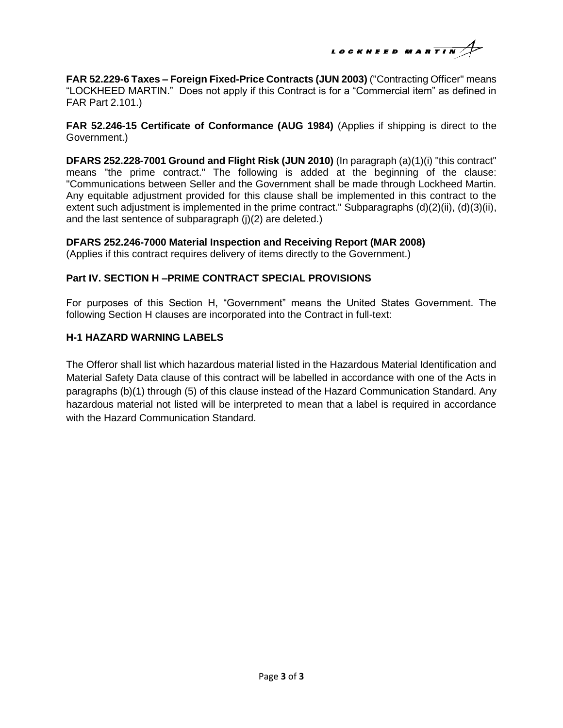**FAR 52.229-6 Taxes – Foreign Fixed-Price Contracts (JUN 2003)** ("Contracting Officer" means "LOCKHEED MARTIN." Does not apply if this Contract is for a "Commercial item" as defined in FAR Part 2.101.)

**FAR 52.246-15 Certificate of Conformance (AUG 1984)** (Applies if shipping is direct to the Government.)

**DFARS 252.228-7001 Ground and Flight Risk (JUN 2010)** (In paragraph (a)(1)(i) "this contract" means "the prime contract." The following is added at the beginning of the clause: "Communications between Seller and the Government shall be made through Lockheed Martin. Any equitable adjustment provided for this clause shall be implemented in this contract to the extent such adjustment is implemented in the prime contract." Subparagraphs (d)(2)(ii), (d)(3)(ii), and the last sentence of subparagraph (j)(2) are deleted.)

**DFARS 252.246-7000 Material Inspection and Receiving Report (MAR 2008)**
(Applies if this contract requires delivery of items directly to the Government.)

## Part IV. SECTION H –PRIME CONTRACT SPECIAL PROVISIONS

For purposes of this Section H, "Government" means the United States Government. The following Section H clauses are incorporated into the Contract in full-text:

### H-1 HAZARD WARNING LABELS

The Offeror shall list which hazardous material listed in the Hazardous Material Identification and Material Safety Data clause of this contract will be labelled in accordance with one of the Acts in paragraphs (b)(1) through (5) of this clause instead of the Hazard Communication Standard. Any hazardous material not listed will be interpreted to mean that a label is required in accordance with the Hazard Communication Standard.